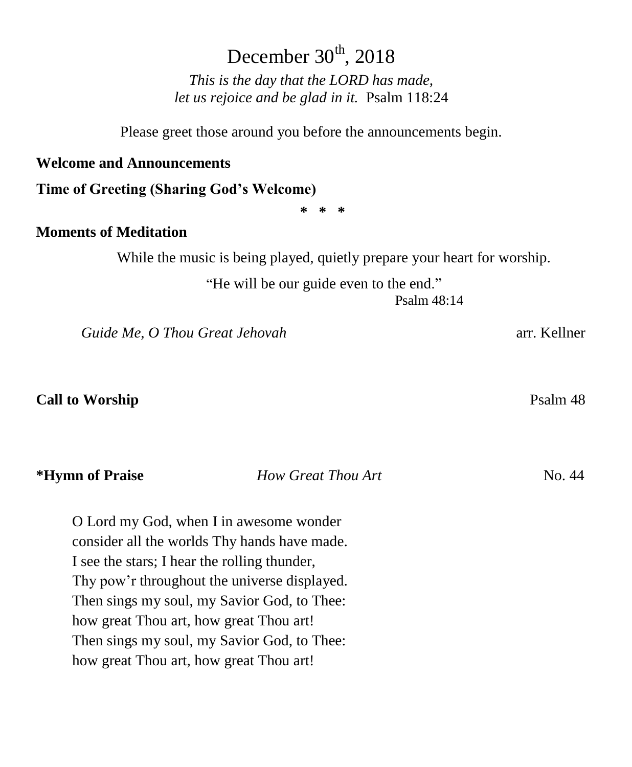# December 30th, 2018

*This is the day that the LORD has made,*
*let us rejoice and be glad in it.* Psalm 118:24

Please greet those around you before the announcements begin.

**Welcome and Announcements**

**Time of Greeting (Sharing God's Welcome)**

**\* \* \***

**Moments of Meditation**

While the music is being played, quietly prepare your heart for worship.

"He will be our guide even to the end."
Psalm 48:14

*Guide Me, O Thou Great Jehovah* arr. Kellner

**Call to Worship** Psalm 48

**\*Hymn of Praise** *How Great Thou Art* No. 44

O Lord my God, when I in awesome wonder
consider all the worlds Thy hands have made.
I see the stars; I hear the rolling thunder,
Thy pow'r throughout the universe displayed.
Then sings my soul, my Savior God, to Thee:
how great Thou art, how great Thou art!
Then sings my soul, my Savior God, to Thee:
how great Thou art, how great Thou art!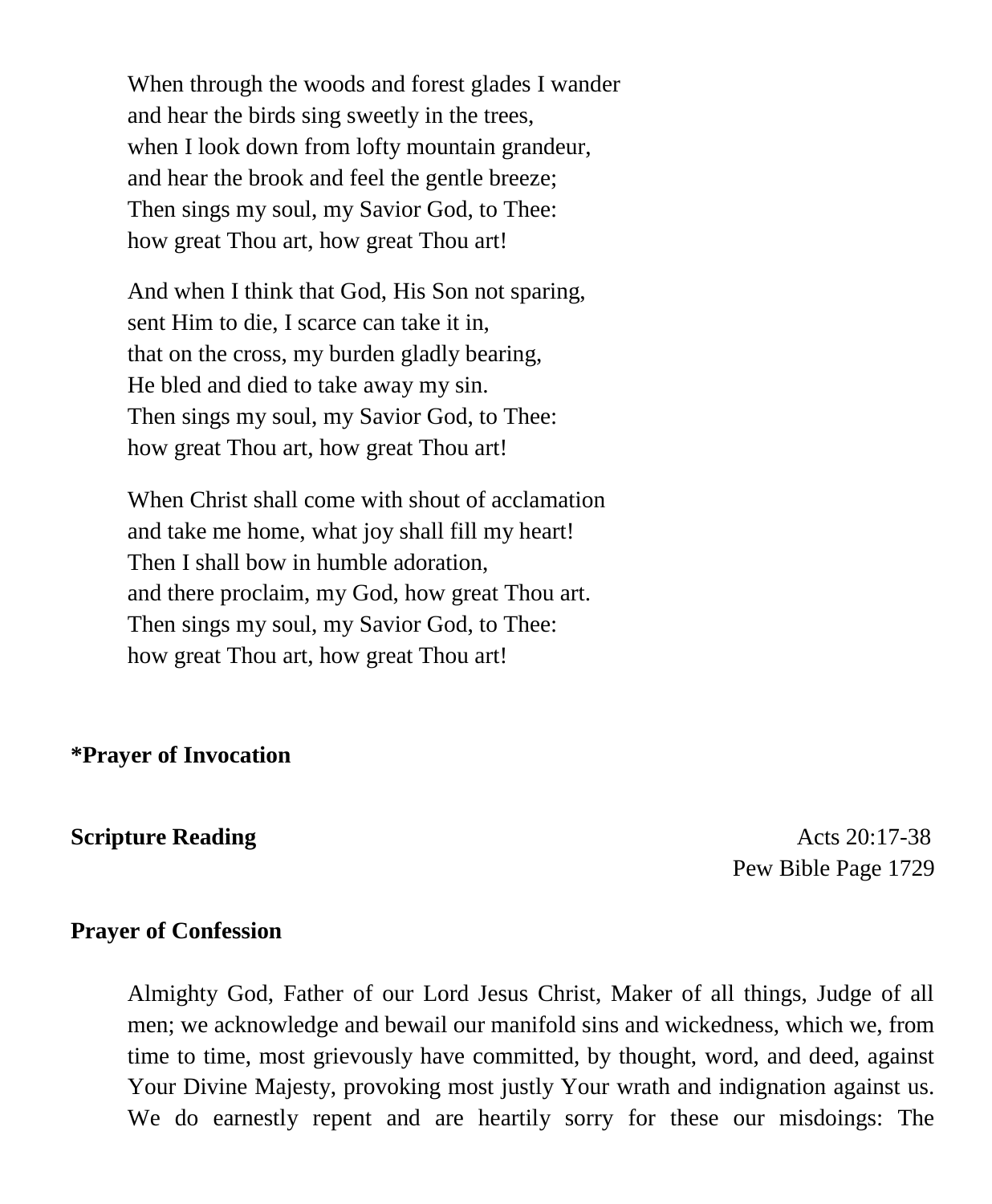When through the woods and forest glades I wander
and hear the birds sing sweetly in the trees,
when I look down from lofty mountain grandeur,
and hear the brook and feel the gentle breeze;
Then sings my soul, my Savior God, to Thee:
how great Thou art, how great Thou art!

And when I think that God, His Son not sparing,
sent Him to die, I scarce can take it in,
that on the cross, my burden gladly bearing,
He bled and died to take away my sin.
Then sings my soul, my Savior God, to Thee:
how great Thou art, how great Thou art!

When Christ shall come with shout of acclamation
and take me home, what joy shall fill my heart!
Then I shall bow in humble adoration,
and there proclaim, my God, how great Thou art.
Then sings my soul, my Savior God, to Thee:
how great Thou art, how great Thou art!

**\*Prayer of Invocation**

**Scripture Reading** — Acts 20:17-38
Pew Bible Page 1729

**Prayer of Confession**

Almighty God, Father of our Lord Jesus Christ, Maker of all things, Judge of all men; we acknowledge and bewail our manifold sins and wickedness, which we, from time to time, most grievously have committed, by thought, word, and deed, against Your Divine Majesty, provoking most justly Your wrath and indignation against us. We do earnestly repent and are heartily sorry for these our misdoings: The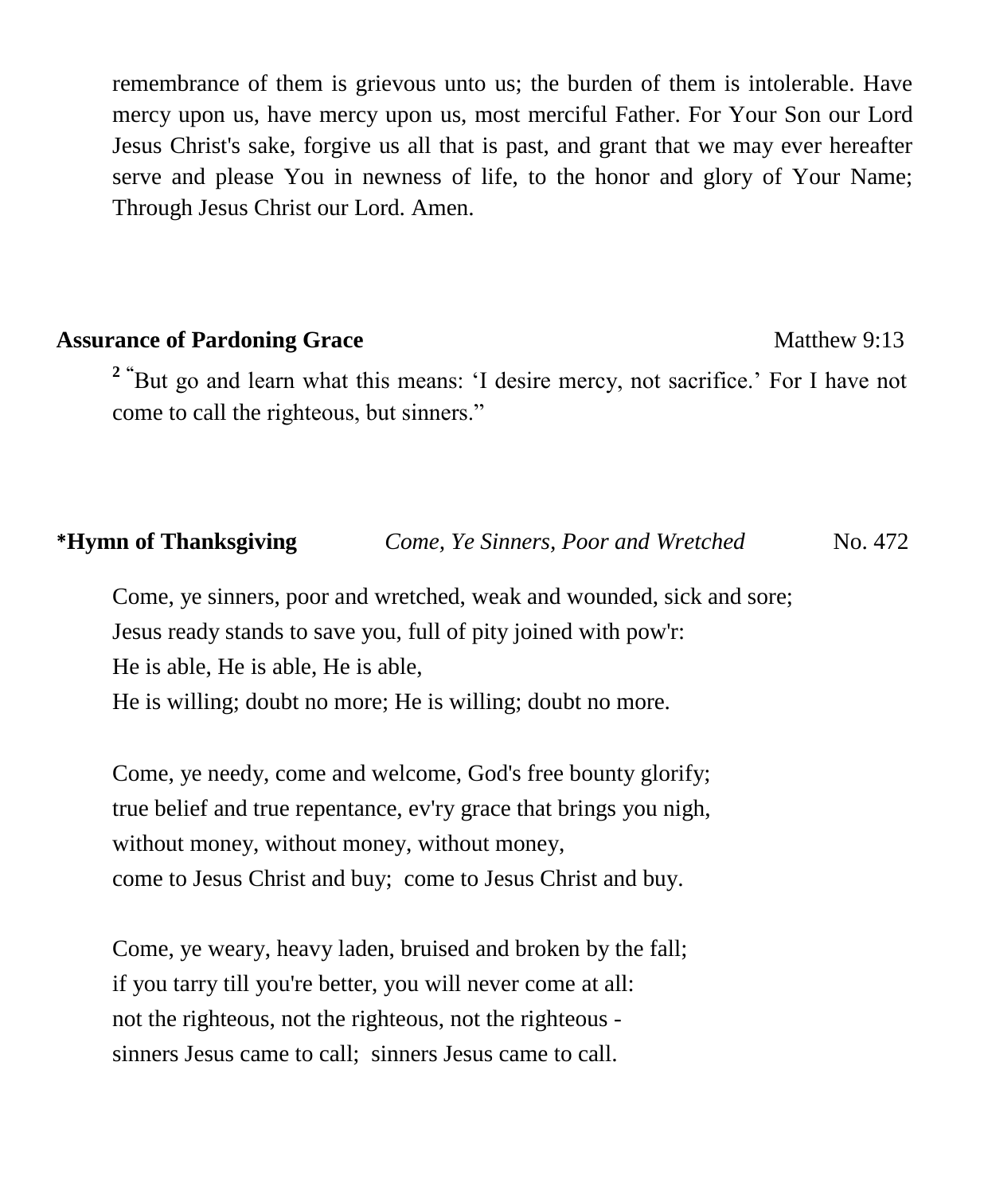remembrance of them is grievous unto us; the burden of them is intolerable. Have mercy upon us, have mercy upon us, most merciful Father. For Your Son our Lord Jesus Christ's sake, forgive us all that is past, and grant that we may ever hereafter serve and please You in newness of life, to the honor and glory of Your Name; Through Jesus Christ our Lord. Amen.

**Assurance of Pardoning Grace** Matthew 9:13

[2] "But go and learn what this means: 'I desire mercy, not sacrifice.' For I have not come to call the righteous, but sinners."

***Hymn of Thanksgiving** *Come, Ye Sinners, Poor and Wretched* No. 472

Come, ye sinners, poor and wretched, weak and wounded, sick and sore;
Jesus ready stands to save you, full of pity joined with pow'r:
He is able, He is able, He is able,
He is willing; doubt no more; He is willing; doubt no more.

Come, ye needy, come and welcome, God's free bounty glorify;
true belief and true repentance, ev'ry grace that brings you nigh,
without money, without money, without money,
come to Jesus Christ and buy; come to Jesus Christ and buy.

Come, ye weary, heavy laden, bruised and broken by the fall;
if you tarry till you're better, you will never come at all:
not the righteous, not the righteous, not the righteous -
sinners Jesus came to call; sinners Jesus came to call.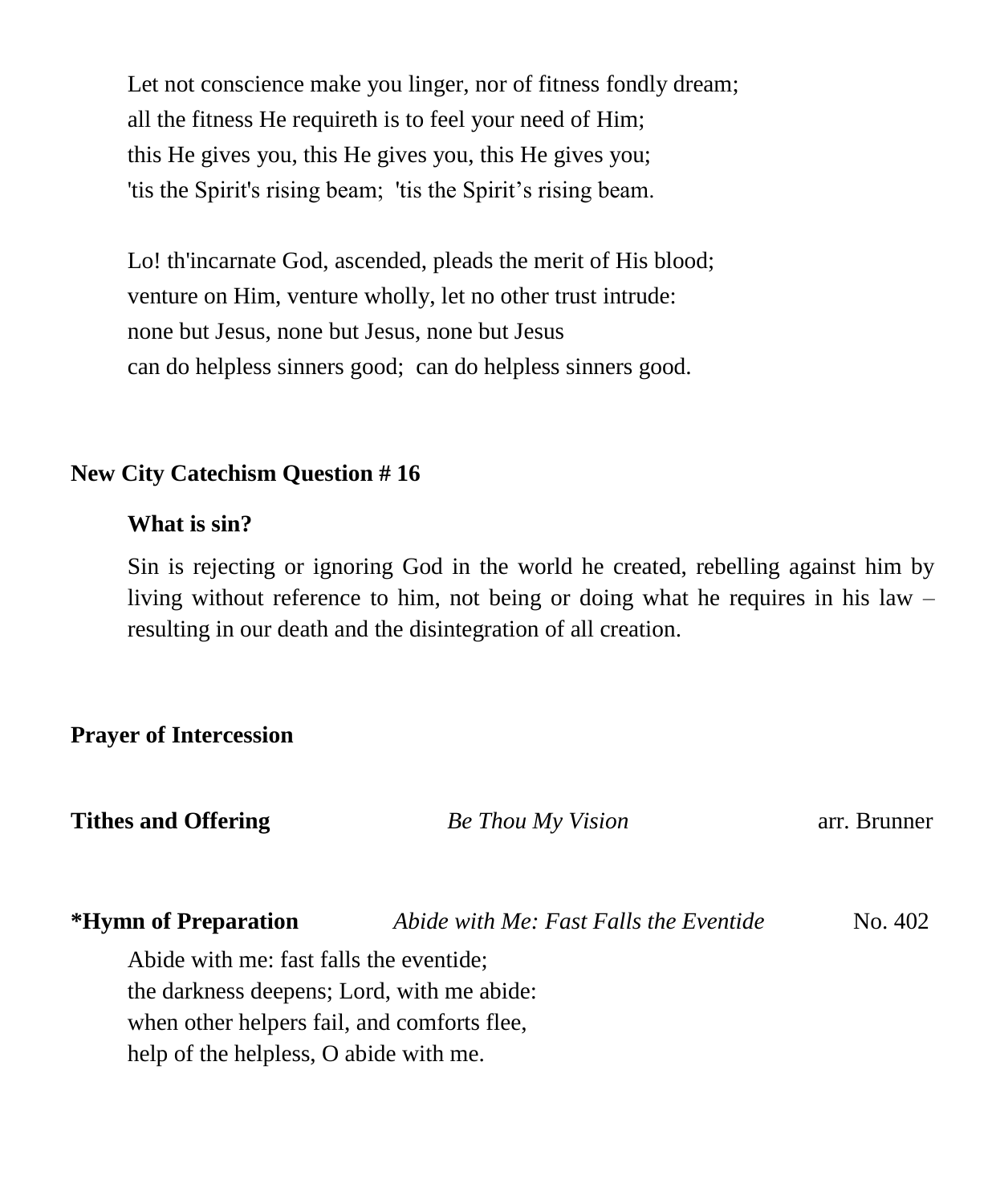Let not conscience make you linger, nor of fitness fondly dream;
all the fitness He requireth is to feel your need of Him;
this He gives you, this He gives you, this He gives you;
'tis the Spirit's rising beam;  'tis the Spirit's rising beam.

Lo! th'incarnate God, ascended, pleads the merit of His blood;
venture on Him, venture wholly, let no other trust intrude:
none but Jesus, none but Jesus, none but Jesus
can do helpless sinners good;  can do helpless sinners good.

**New City Catechism Question # 16**

**What is sin?**

Sin is rejecting or ignoring God in the world he created, rebelling against him by living without reference to him, not being or doing what he requires in his law – resulting in our death and the disintegration of all creation.

**Prayer of Intercession**

**Tithes and Offering** *Be Thou My Vision* arr. Brunner

***Hymn of Preparation** *Abide with Me: Fast Falls the Eventide* No. 402

Abide with me: fast falls the eventide;
the darkness deepens; Lord, with me abide:
when other helpers fail, and comforts flee,
help of the helpless, O abide with me.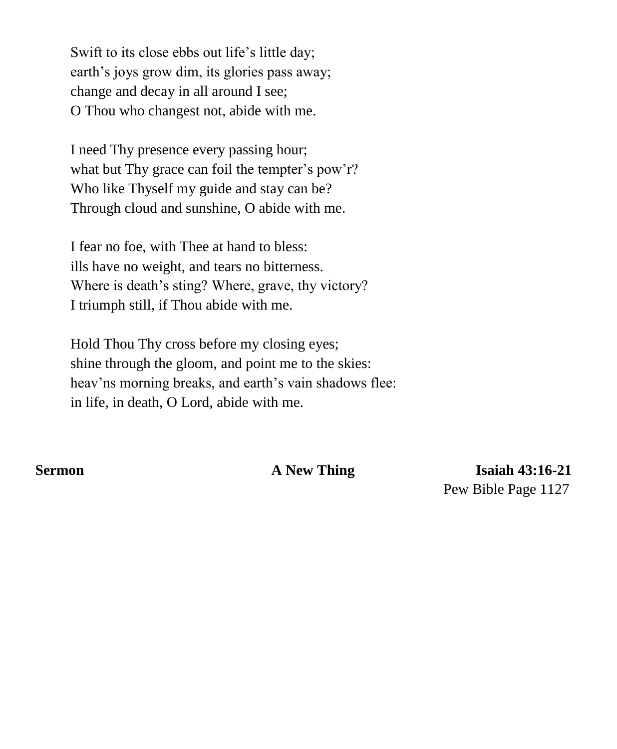Swift to its close ebbs out life's little day;
earth's joys grow dim, its glories pass away;
change and decay in all around I see;
O Thou who changest not, abide with me.

I need Thy presence every passing hour;
what but Thy grace can foil the tempter's pow'r?
Who like Thyself my guide and stay can be?
Through cloud and sunshine, O abide with me.

I fear no foe, with Thee at hand to bless:
ills have no weight, and tears no bitterness.
Where is death's sting? Where, grave, thy victory?
I triumph still, if Thou abide with me.

Hold Thou Thy cross before my closing eyes;
shine through the gloom, and point me to the skies:
heav'ns morning breaks, and earth's vain shadows flee:
in life, in death, O Lord, abide with me.

**Sermon** **A New Thing** **Isaiah 43:16-21**
Pew Bible Page 1127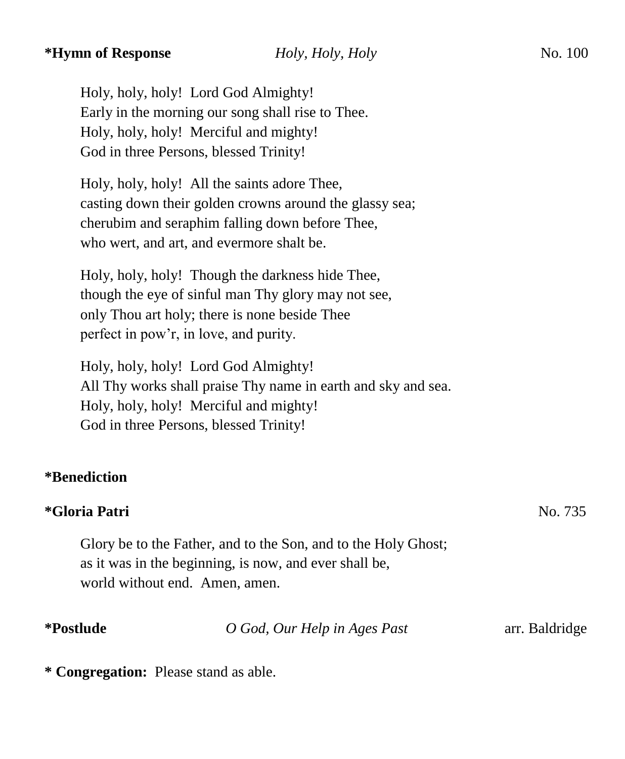**\*Hymn of Response** *Holy, Holy, Holy* No. 100

Holy, holy, holy! Lord God Almighty!  
Early in the morning our song shall rise to Thee.  
Holy, holy, holy! Merciful and mighty!  
God in three Persons, blessed Trinity!

Holy, holy, holy! All the saints adore Thee,  
casting down their golden crowns around the glassy sea;  
cherubim and seraphim falling down before Thee,  
who wert, and art, and evermore shalt be.

Holy, holy, holy! Though the darkness hide Thee,  
though the eye of sinful man Thy glory may not see,  
only Thou art holy; there is none beside Thee  
perfect in pow'r, in love, and purity.

Holy, holy, holy! Lord God Almighty!  
All Thy works shall praise Thy name in earth and sky and sea.  
Holy, holy, holy! Merciful and mighty!  
God in three Persons, blessed Trinity!

**\*Benediction**

**\*Gloria Patri** No. 735

Glory be to the Father, and to the Son, and to the Holy Ghost;  
as it was in the beginning, is now, and ever shall be,  
world without end. Amen, amen.

**\*Postlude** *O God, Our Help in Ages Past* arr. Baldridge

**\* Congregation:** Please stand as able.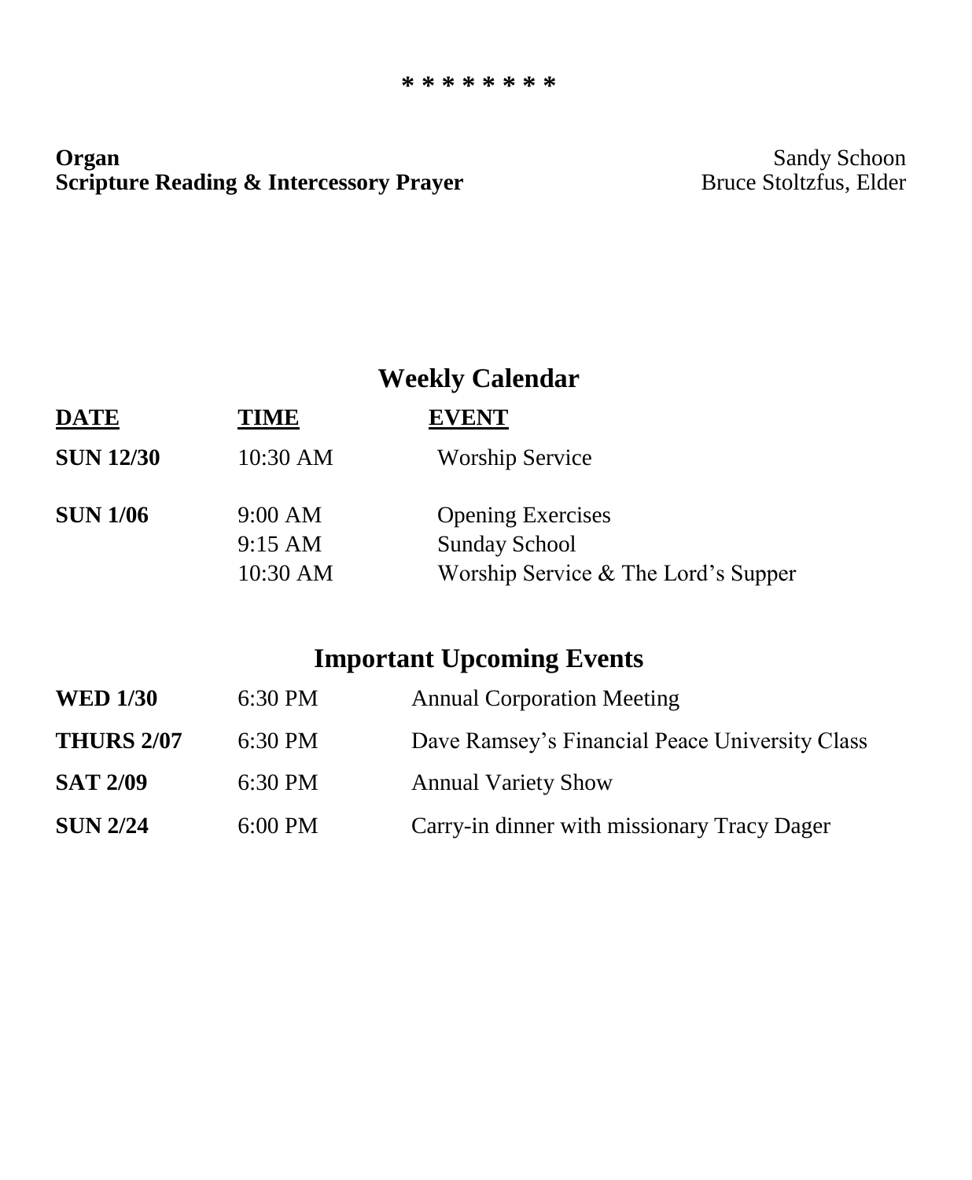* * * * * * * * *

**Organ** Sandy Schoon
**Scripture Reading & Intercessory Prayer** Bruce Stoltzfus, Elder

## Weekly Calendar

| DATE | TIME | EVENT |
|---|---|---|
| **SUN 12/30** | 10:30 AM | Worship Service |
| **SUN 1/06** | 9:00 AM | Opening Exercises |
| | 9:15 AM | Sunday School |
| | 10:30 AM | Worship Service & The Lord's Supper |

## Important Upcoming Events

| | | |
|---|---|---|
| **WED 1/30** | 6:30 PM | Annual Corporation Meeting |
| **THURS 2/07** | 6:30 PM | Dave Ramsey's Financial Peace University Class |
| **SAT 2/09** | 6:30 PM | Annual Variety Show |
| **SUN 2/24** | 6:00 PM | Carry-in dinner with missionary Tracy Dager |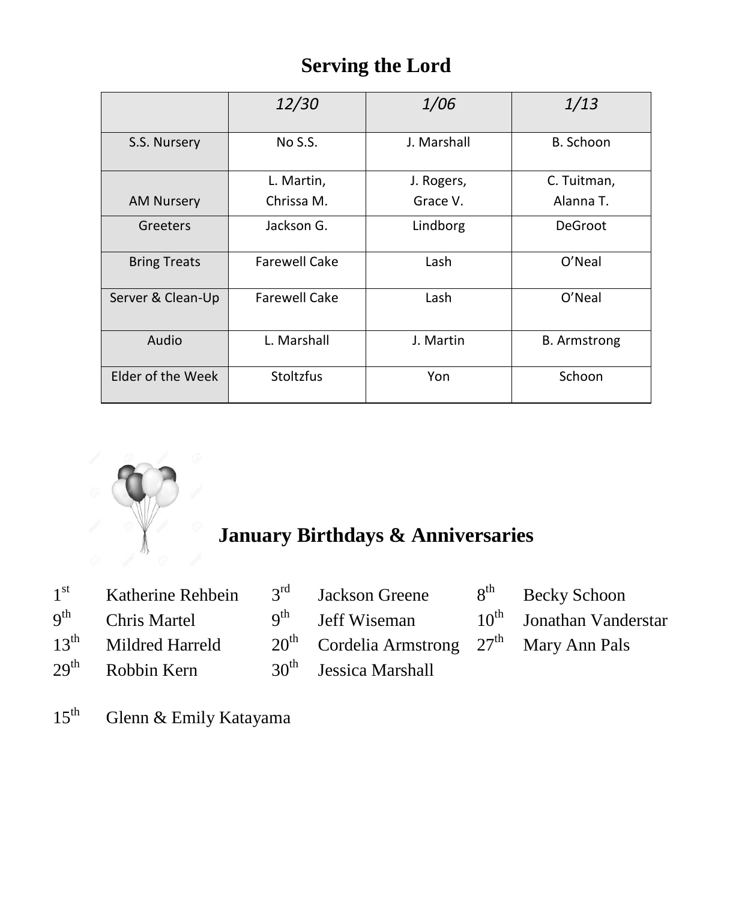## Serving the Lord

| | *12/30* | *1/06* | *1/13* |
|---|---|---|---|
| S.S. Nursery | No S.S. | J. Marshall | B. Schoon |
| AM Nursery | L. Martin, Chrissa M. | J. Rogers, Grace V. | C. Tuitman, Alanna T. |
| Greeters | Jackson G. | Lindborg | DeGroot |
| Bring Treats | Farewell Cake | Lash | O'Neal |
| Server & Clean-Up | Farewell Cake | Lash | O'Neal |
| Audio | L. Marshall | J. Martin | B. Armstrong |
| Elder of the Week | Stoltzfus | Yon | Schoon |

## January Birthdays & Anniversaries

1st Katherine Rehbein
3rd Jackson Greene
8th Becky Schoon
9th Chris Martel
9th Jeff Wiseman
10th Jonathan Vanderstar
13th Mildred Harreld
20th Cordelia Armstrong
27th Mary Ann Pals
29th Robbin Kern
30th Jessica Marshall

15th Glenn & Emily Katayama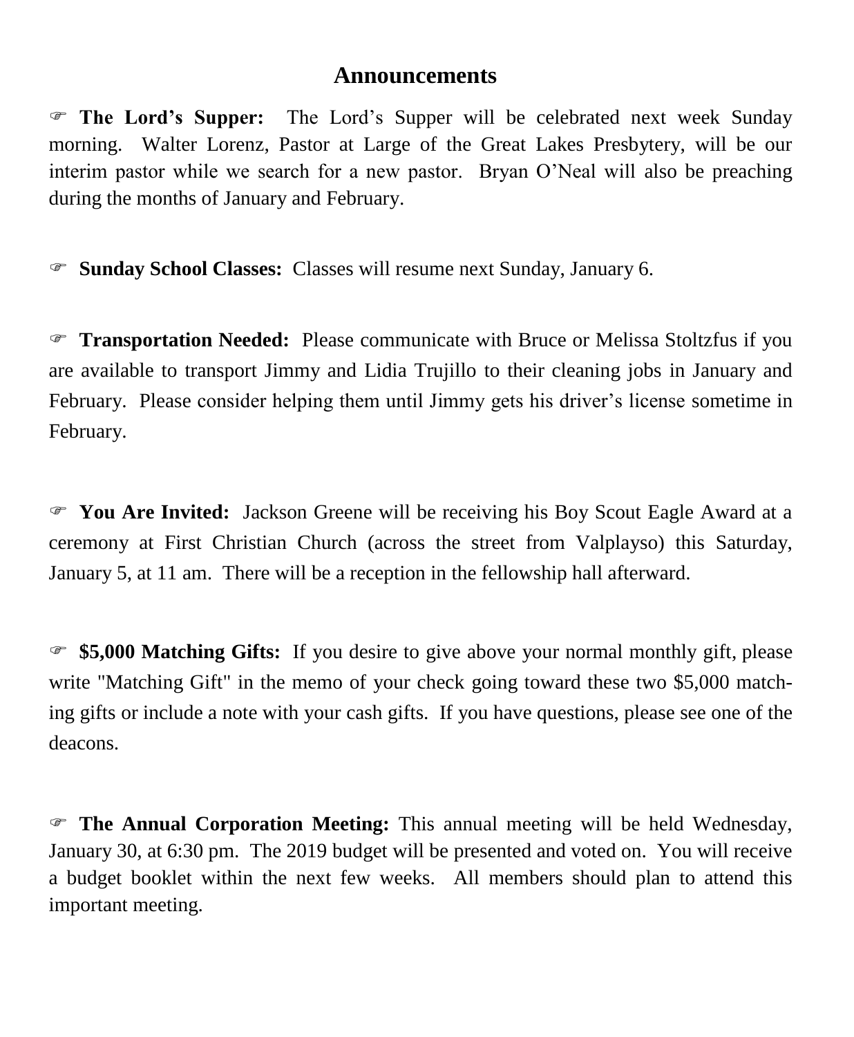## Announcements

☞ **The Lord's Supper:** The Lord's Supper will be celebrated next week Sunday morning. Walter Lorenz, Pastor at Large of the Great Lakes Presbytery, will be our interim pastor while we search for a new pastor. Bryan O'Neal will also be preaching during the months of January and February.

☞ **Sunday School Classes:** Classes will resume next Sunday, January 6.

☞ **Transportation Needed:** Please communicate with Bruce or Melissa Stoltzfus if you are available to transport Jimmy and Lidia Trujillo to their cleaning jobs in January and February. Please consider helping them until Jimmy gets his driver's license sometime in February.

☞ **You Are Invited:** Jackson Greene will be receiving his Boy Scout Eagle Award at a ceremony at First Christian Church (across the street from Valplayso) this Saturday, January 5, at 11 am. There will be a reception in the fellowship hall afterward.

☞ **$5,000 Matching Gifts:** If you desire to give above your normal monthly gift, please write "Matching Gift" in the memo of your check going toward these two $5,000 matching gifts or include a note with your cash gifts. If you have questions, please see one of the deacons.

☞ **The Annual Corporation Meeting:** This annual meeting will be held Wednesday, January 30, at 6:30 pm. The 2019 budget will be presented and voted on. You will receive a budget booklet within the next few weeks. All members should plan to attend this important meeting.